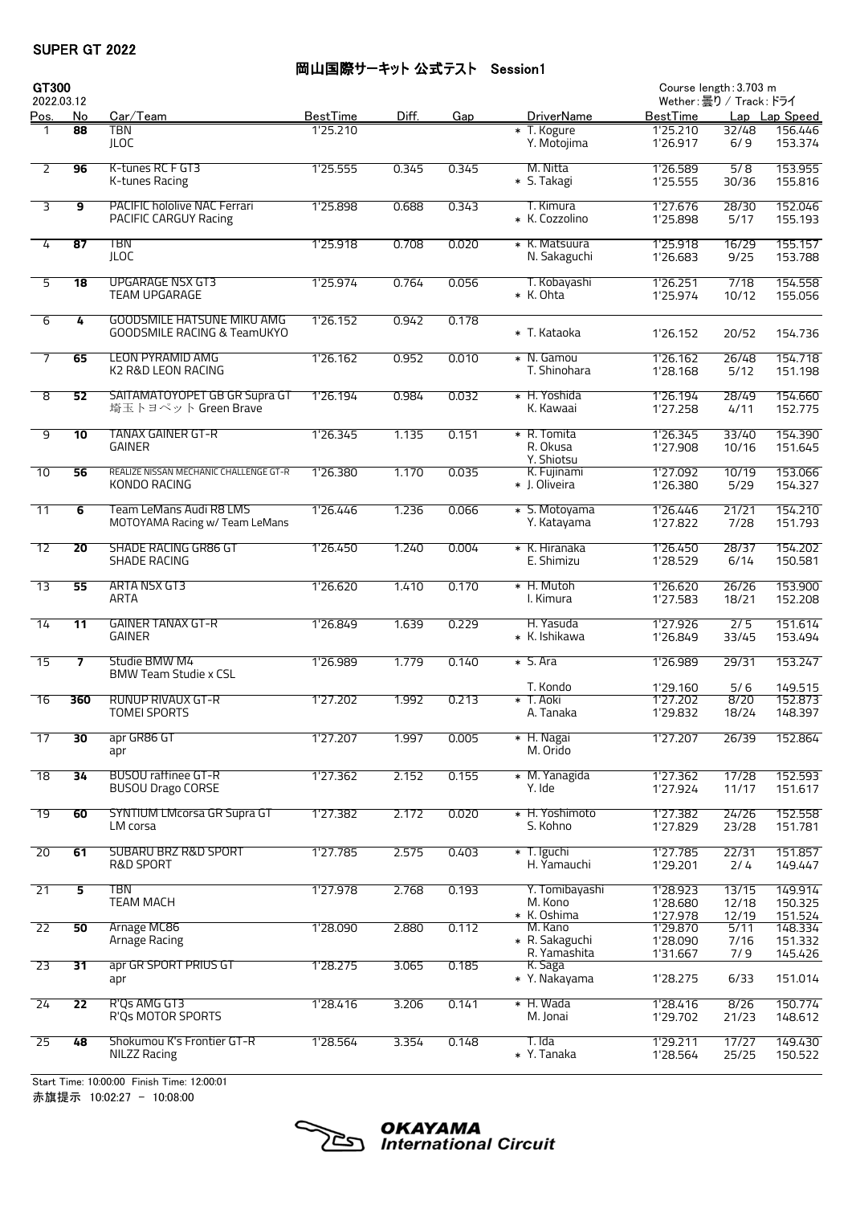SUPER GT 2022

# 岡山国際サーキット 公式テスト Session1

**GT300**
2022.03.12

Course length : 3.703 m
Wether : 曇り / Track : ドライ

| Pos. | No | Car/Team | BestTime | Diff. | Gap | DriverName | BestTime | Lap | Lap Speed |
|---|---|---|---|---|---|---|---|---|---|
| 1 | 88 | TBN<br>JLOC | 1'25.210 | | | * T. Kogure<br>Y. Motojima | 1'25.210<br>1'26.917 | 32/48<br>6/9 | 156.446<br>153.374 |
| 2 | 96 | K-tunes RC F GT3<br>K-tunes Racing | 1'25.555 | 0.345 | 0.345 | M. Nitta<br>* S. Takagi | 1'26.589<br>1'25.555 | 5/8<br>30/36 | 153.955<br>155.816 |
| 3 | 9 | PACIFIC hololive NAC Ferrari<br>PACIFIC CARGUY Racing | 1'25.898 | 0.688 | 0.343 | T. Kimura<br>* K. Cozzolino | 1'27.676<br>1'25.898 | 28/30<br>5/17 | 152.046<br>155.193 |
| 4 | 87 | TBN<br>JLOC | 1'25.918 | 0.708 | 0.020 | * K. Matsuura<br>N. Sakaguchi | 1'25.918<br>1'26.683 | 16/29<br>9/25 | 155.157<br>153.788 |
| 5 | 18 | UPGARAGE NSX GT3<br>TEAM UPGARAGE | 1'25.974 | 0.764 | 0.056 | T. Kobayashi<br>* K. Ohta | 1'26.251<br>1'25.974 | 7/18<br>10/12 | 154.558<br>155.056 |
| 6 | 4 | GOODSMILE HATSUNE MIKU AMG<br>GOODSMILE RACING & TeamUKYO | 1'26.152 | 0.942 | 0.178 | * T. Kataoka | 1'26.152 | 20/52 | 154.736 |
| 7 | 65 | LEON PYRAMID AMG<br>K2 R&D LEON RACING | 1'26.162 | 0.952 | 0.010 | * N. Gamou<br>T. Shinohara | 1'26.162<br>1'28.168 | 26/48<br>5/12 | 154.718<br>151.198 |
| 8 | 52 | SAITAMATOYOPET GB GR Supra GT<br>埼玉トヨペット Green Brave | 1'26.194 | 0.984 | 0.032 | * H. Yoshida<br>K. Kawaai | 1'26.194<br>1'27.258 | 28/49<br>4/11 | 154.660<br>152.775 |
| 9 | 10 | TANAX GAINER GT-R<br>GAINER | 1'26.345 | 1.135 | 0.151 | * R. Tomita<br>R. Okusa<br>Y. Shiotsu | 1'26.345<br>1'27.908 | 33/40<br>10/16 | 154.390<br>151.645 |
| 10 | 56 | REALIZE NISSAN MECHANIC CHALLENGE GT-R<br>KONDO RACING | 1'26.380 | 1.170 | 0.035 | K. Fujinami<br>* J. Oliveira | 1'27.092<br>1'26.380 | 10/19<br>5/29 | 153.066<br>154.327 |
| 11 | 6 | Team LeMans Audi R8 LMS<br>MOTOYAMA Racing w/ Team LeMans | 1'26.446 | 1.236 | 0.066 | * S. Motoyama<br>Y. Katayama | 1'26.446<br>1'27.822 | 21/21<br>7/28 | 154.210<br>151.793 |
| 12 | 20 | SHADE RACING GR86 GT<br>SHADE RACING | 1'26.450 | 1.240 | 0.004 | * K. Hiranaka<br>E. Shimizu | 1'26.450<br>1'28.529 | 28/37<br>6/14 | 154.202<br>150.581 |
| 13 | 55 | ARTA NSX GT3<br>ARTA | 1'26.620 | 1.410 | 0.170 | * H. Mutoh<br>I. Kimura | 1'26.620<br>1'27.583 | 26/26<br>18/21 | 153.900<br>152.208 |
| 14 | 11 | GAINER TANAX GT-R<br>GAINER | 1'26.849 | 1.639 | 0.229 | H. Yasuda<br>* K. Ishikawa | 1'27.926<br>1'26.849 | 2/5<br>33/45 | 151.614<br>153.494 |
| 15 | 7 | Studie BMW M4<br>BMW Team Studie x CSL | 1'26.989 | 1.779 | 0.140 | * S. Ara<br>T. Kondo | 1'26.989<br>1'29.160 | 29/31<br>5/6 | 153.247<br>149.515 |
| 16 | 360 | RUNUP RIVAUX GT-R<br>TOMEI SPORTS | 1'27.202 | 1.992 | 0.213 | * T. Aoki<br>A. Tanaka | 1'27.202<br>1'29.832 | 8/20<br>18/24 | 152.873<br>148.397 |
| 17 | 30 | apr GR86 GT<br>apr | 1'27.207 | 1.997 | 0.005 | * H. Nagai<br>M. Orido | 1'27.207 | 26/39 | 152.864 |
| 18 | 34 | BUSOU raffinee GT-R<br>BUSOU Drago CORSE | 1'27.362 | 2.152 | 0.155 | * M. Yanagida<br>Y. Ide | 1'27.362<br>1'27.924 | 17/28<br>11/17 | 152.593<br>151.617 |
| 19 | 60 | SYNTIUM LMcorsa GR Supra GT<br>LM corsa | 1'27.382 | 2.172 | 0.020 | * H. Yoshimoto<br>S. Kohno | 1'27.382<br>1'27.829 | 24/26<br>23/28 | 152.558<br>151.781 |
| 20 | 61 | SUBARU BRZ R&D SPORT<br>R&D SPORT | 1'27.785 | 2.575 | 0.403 | * T. Iguchi<br>H. Yamauchi | 1'27.785<br>1'29.201 | 22/31<br>2/4 | 151.857<br>149.447 |
| 21 | 5 | TBN<br>TEAM MACH | 1'27.978 | 2.768 | 0.193 | Y. Tomibayashi<br>M. Kono<br>* K. Oshima | 1'28.923<br>1'28.680<br>1'27.978 | 13/15<br>12/18<br>12/19 | 149.914<br>150.325<br>151.524 |
| 22 | 50 | Arnage MC86<br>Arnage Racing | 1'28.090 | 2.880 | 0.112 | M. Kano<br>* R. Sakaguchi<br>R. Yamashita | 1'29.870<br>1'28.090<br>1'31.667 | 5/11<br>7/16<br>7/9 | 148.334<br>151.332<br>145.426 |
| 23 | 31 | apr GR SPORT PRIUS GT<br>apr | 1'28.275 | 3.065 | 0.185 | K. Saga<br>* Y. Nakayama | 1'28.275 | 6/33 | 151.014 |
| 24 | 22 | R'Qs AMG GT3<br>R'Qs MOTOR SPORTS | 1'28.416 | 3.206 | 0.141 | * H. Wada<br>M. Jonai | 1'28.416<br>1'29.702 | 8/26<br>21/23 | 150.774<br>148.612 |
| 25 | 48 | Shokumou K's Frontier GT-R<br>NILZZ Racing | 1'28.564 | 3.354 | 0.148 | T. Ida<br>* Y. Tanaka | 1'29.211<br>1'28.564 | 17/27<br>25/25 | 149.430<br>150.522 |

Start Time: 10:00:00 Finish Time: 12:00:01
赤旗提示 10:02:27 – 10:08:00

OKAYAMA International Circuit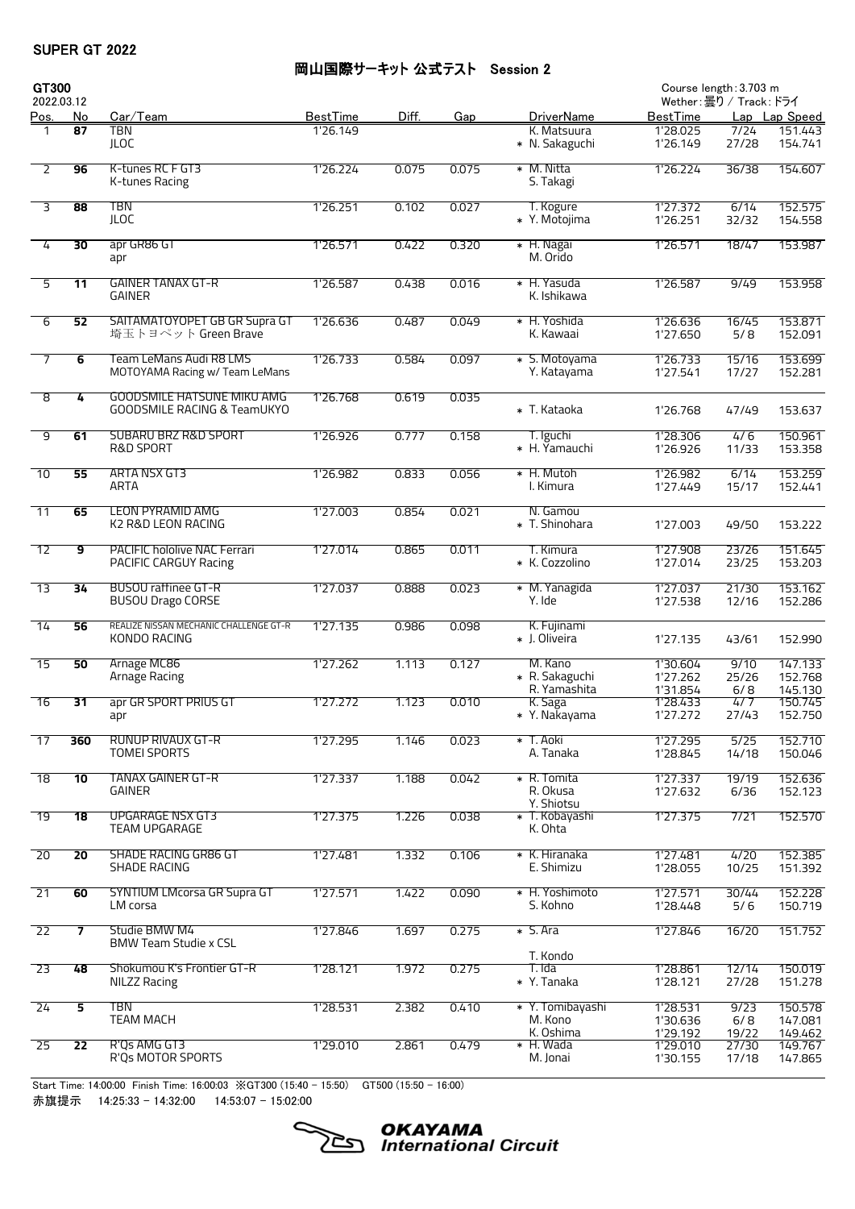SUPER GT 2022

# 岡山国際サーキット 公式テスト　Session 2

**GT300**
2022.03.12

Course length : 3.703 m
Wether : 曇り / Track : ドライ

| Pos. | No | Car/Team | BestTime | Diff. | Gap | DriverName | BestTime | Lap | Lap Speed |
|---|---|---|---|---|---|---|---|---|---|
| 1 | 87 | TBN<br>JLOC | 1'26.149 | | | K. Matsuura<br>* N. Sakaguchi | 1'28.025<br>1'26.149 | 7/24<br>27/28 | 151.443<br>154.741 |
| 2 | 96 | K-tunes RC F GT3<br>K-tunes Racing | 1'26.224 | 0.075 | 0.075 | * M. Nitta<br>S. Takagi | 1'26.224 | 36/38 | 154.607 |
| 3 | 88 | TBN<br>JLOC | 1'26.251 | 0.102 | 0.027 | T. Kogure<br>* Y. Motojima | 1'27.372<br>1'26.251 | 6/14<br>32/32 | 152.575<br>154.558 |
| 4 | 30 | apr GR86 GT<br>apr | 1'26.571 | 0.422 | 0.320 | * H. Nagai<br>M. Orido | 1'26.571 | 18/47 | 153.987 |
| 5 | 11 | GAINER TANAX GT-R<br>GAINER | 1'26.587 | 0.438 | 0.016 | * H. Yasuda<br>K. Ishikawa | 1'26.587 | 9/49 | 153.958 |
| 6 | 52 | SAITAMATOYOPET GB GR Supra GT<br>埼玉トヨペット Green Brave | 1'26.636 | 0.487 | 0.049 | * H. Yoshida<br>K. Kawaai | 1'26.636<br>1'27.650 | 16/45<br>5/8 | 153.871<br>152.091 |
| 7 | 6 | Team LeMans Audi R8 LMS<br>MOTOYAMA Racing w/ Team LeMans | 1'26.733 | 0.584 | 0.097 | * S. Motoyama<br>Y. Katayama | 1'26.733<br>1'27.541 | 15/16<br>17/27 | 153.699<br>152.281 |
| 8 | 4 | GOODSMILE HATSUNE MIKU AMG<br>GOODSMILE RACING & TeamUKYO | 1'26.768 | 0.619 | 0.035 | <br>* T. Kataoka | <br>1'26.768 | <br>47/49 | <br>153.637 |
| 9 | 61 | SUBARU BRZ R&D SPORT<br>R&D SPORT | 1'26.926 | 0.777 | 0.158 | T. Iguchi<br>* H. Yamauchi | 1'28.306<br>1'26.926 | 4/6<br>11/33 | 150.961<br>153.358 |
| 10 | 55 | ARTA NSX GT3<br>ARTA | 1'26.982 | 0.833 | 0.056 | * H. Mutoh<br>I. Kimura | 1'26.982<br>1'27.449 | 6/14<br>15/17 | 153.259<br>152.441 |
| 11 | 65 | LEON PYRAMID AMG<br>K2 R&D LEON RACING | 1'27.003 | 0.854 | 0.021 | N. Gamou<br>* T. Shinohara | <br>1'27.003 | <br>49/50 | <br>153.222 |
| 12 | 9 | PACIFIC hololive NAC Ferrari<br>PACIFIC CARGUY Racing | 1'27.014 | 0.865 | 0.011 | T. Kimura<br>* K. Cozzolino | 1'27.908<br>1'27.014 | 23/26<br>23/25 | 151.645<br>153.203 |
| 13 | 34 | BUSOU raffinee GT-R<br>BUSOU Drago CORSE | 1'27.037 | 0.888 | 0.023 | * M. Yanagida<br>Y. Ide | 1'27.037<br>1'27.538 | 21/30<br>12/16 | 153.162<br>152.286 |
| 14 | 56 | REALIZE NISSAN MECHANIC CHALLENGE GT-R<br>KONDO RACING | 1'27.135 | 0.986 | 0.098 | K. Fujinami<br>* J. Oliveira | <br>1'27.135 | <br>43/61 | <br>152.990 |
| 15 | 50 | Arnage MC86<br>Arnage Racing | 1'27.262 | 1.113 | 0.127 | M. Kano<br>* R. Sakaguchi<br>R. Yamashita | 1'30.604<br>1'27.262<br>1'31.854 | 9/10<br>25/26<br>6/8 | 147.133<br>152.768<br>145.130 |
| 16 | 31 | apr GR SPORT PRIUS GT<br>apr | 1'27.272 | 1.123 | 0.010 | K. Saga<br>* Y. Nakayama | 1'28.433<br>1'27.272 | 4/7<br>27/43 | 150.745<br>152.750 |
| 17 | 360 | RUNUP RIVAUX GT-R<br>TOMEI SPORTS | 1'27.295 | 1.146 | 0.023 | * T. Aoki<br>A. Tanaka | 1'27.295<br>1'28.845 | 5/25<br>14/18 | 152.710<br>150.046 |
| 18 | 10 | TANAX GAINER GT-R<br>GAINER | 1'27.337 | 1.188 | 0.042 | * R. Tomita<br>R. Okusa<br>Y. Shiotsu | 1'27.337<br>1'27.632 | 19/19<br>6/36 | 152.636<br>152.123 |
| 19 | 18 | UPGARAGE NSX GT3<br>TEAM UPGARAGE | 1'27.375 | 1.226 | 0.038 | * T. Kobayashi<br>K. Ohta | 1'27.375 | 7/21 | 152.570 |
| 20 | 20 | SHADE RACING GR86 GT<br>SHADE RACING | 1'27.481 | 1.332 | 0.106 | * K. Hiranaka<br>E. Shimizu | 1'27.481<br>1'28.055 | 4/20<br>10/25 | 152.385<br>151.392 |
| 21 | 60 | SYNTIUM LMcorsa GR Supra GT<br>LM corsa | 1'27.571 | 1.422 | 0.090 | * H. Yoshimoto<br>S. Kohno | 1'27.571<br>1'28.448 | 30/44<br>5/6 | 152.228<br>150.719 |
| 22 | 7 | Studie BMW M4<br>BMW Team Studie x CSL | 1'27.846 | 1.697 | 0.275 | * S. Ara<br>T. Kondo | 1'27.846 | 16/20 | 151.752 |
| 23 | 48 | Shokumou K's Frontier GT-R<br>NILZZ Racing | 1'28.121 | 1.972 | 0.275 | T. Ida<br>* Y. Tanaka | 1'28.861<br>1'28.121 | 12/14<br>27/28 | 150.019<br>151.278 |
| 24 | 5 | TBN<br>TEAM MACH | 1'28.531 | 2.382 | 0.410 | * Y. Tomibayashi<br>M. Kono<br>K. Oshima | 1'28.531<br>1'30.636<br>1'29.192 | 9/23<br>6/8<br>19/22 | 150.578<br>147.081<br>149.462 |
| 25 | 22 | R'Qs AMG GT3<br>R'Qs MOTOR SPORTS | 1'29.010 | 2.861 | 0.479 | * H. Wada<br>M. Jonai | 1'29.010<br>1'30.155 | 27/30<br>17/18 | 149.767<br>147.865 |

Start Time: 14:00:00 Finish Time: 16:00:03 ※GT300 (15:40 - 15:50)　GT500 (15:50 - 16:00)
赤旗提示　14:25:33 - 14:32:00　14:53:07 - 15:02:00

OKAYAMA International Circuit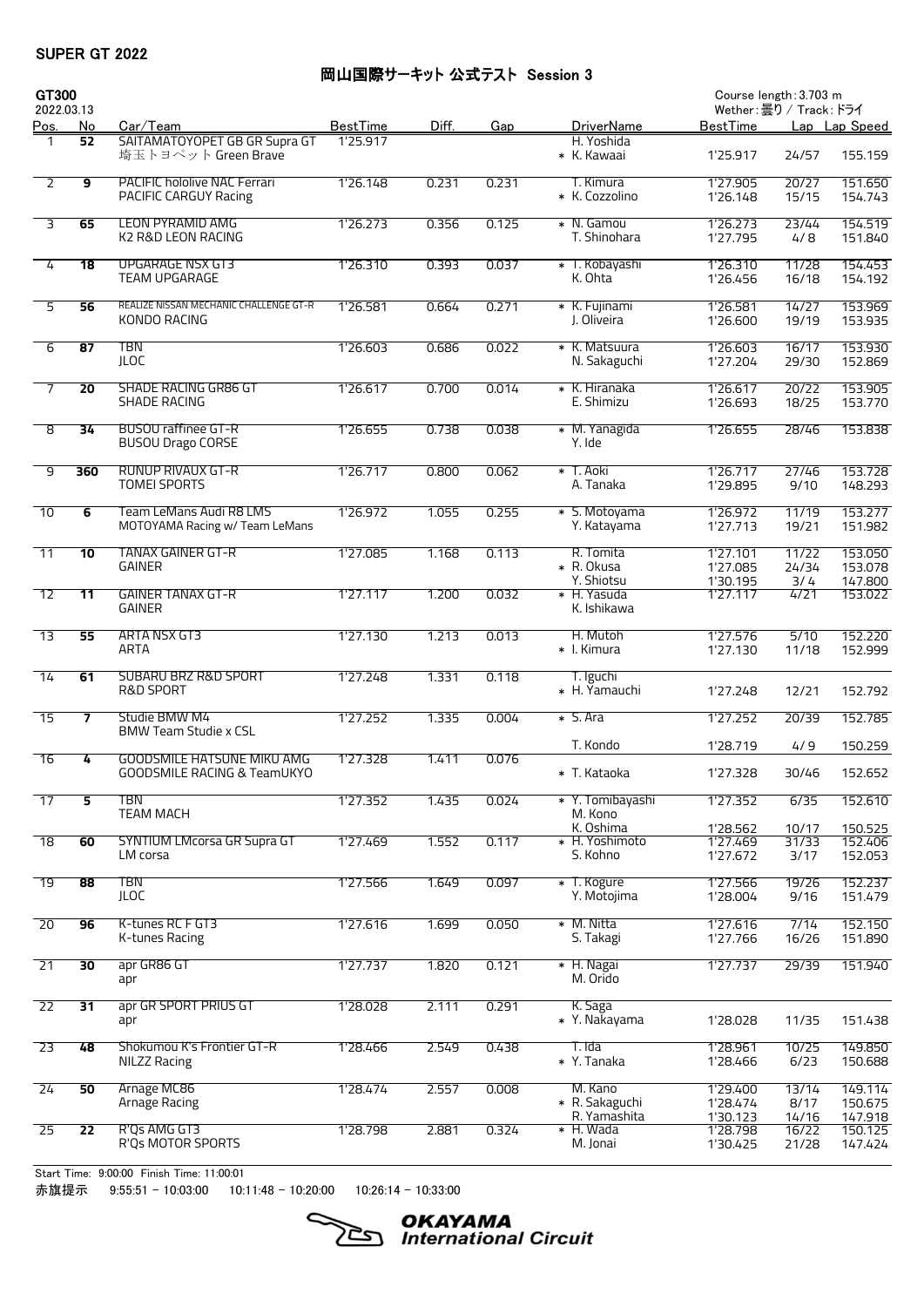SUPER GT 2022

# 岡山国際サーキット 公式テスト Session 3

**GT300**
2022.03.13

Course length : 3.703 m
Wether : 曇り / Track : ドライ

| Pos. | No | Car/Team | BestTime | Diff. | Gap | DriverName | BestTime | Lap | Lap Speed |
|---|---|---|---|---|---|---|---|---|---|
| 1 | 52 | SAITAMATOYOPET GB GR Supra GT<br>埼玉トヨペット Green Brave | 1'25.917 | | | H. Yoshida<br>* K. Kawaai | <br>1'25.917 | <br>24/57 | <br>155.159 |
| 2 | 9 | PACIFIC hololive NAC Ferrari<br>PACIFIC CARGUY Racing | 1'26.148 | 0.231 | 0.231 | T. Kimura<br>* K. Cozzolino | 1'27.905<br>1'26.148 | 20/27<br>15/15 | 151.650<br>154.743 |
| 3 | 65 | LEON PYRAMID AMG<br>K2 R&D LEON RACING | 1'26.273 | 0.356 | 0.125 | * N. Gamou<br>T. Shinohara | 1'26.273<br>1'27.795 | 23/44<br>4/8 | 154.519<br>151.840 |
| 4 | 18 | UPGARAGE NSX GT3<br>TEAM UPGARAGE | 1'26.310 | 0.393 | 0.037 | * T. Kobayashi<br>K. Ohta | 1'26.310<br>1'26.456 | 11/28<br>16/18 | 154.453<br>154.192 |
| 5 | 56 | REALIZE NISSAN MECHANIC CHALLENGE GT-R<br>KONDO RACING | 1'26.581 | 0.664 | 0.271 | * K. Fujinami<br>J. Oliveira | 1'26.581<br>1'26.600 | 14/27<br>19/19 | 153.969<br>153.935 |
| 6 | 87 | TBN<br>JLOC | 1'26.603 | 0.686 | 0.022 | * K. Matsuura<br>N. Sakaguchi | 1'26.603<br>1'27.204 | 16/17<br>29/30 | 153.930<br>152.869 |
| 7 | 20 | SHADE RACING GR86 GT<br>SHADE RACING | 1'26.617 | 0.700 | 0.014 | * K. Hiranaka<br>E. Shimizu | 1'26.617<br>1'26.693 | 20/22<br>18/25 | 153.905<br>153.770 |
| 8 | 34 | BUSOU raffinee GT-R<br>BUSOU Drago CORSE | 1'26.655 | 0.738 | 0.038 | * M. Yanagida<br>Y. Ide | 1'26.655 | 28/46 | 153.838 |
| 9 | 360 | RUNUP RIVAUX GT-R<br>TOMEI SPORTS | 1'26.717 | 0.800 | 0.062 | * T. Aoki<br>A. Tanaka | 1'26.717<br>1'29.895 | 27/46<br>9/10 | 153.728<br>148.293 |
| 10 | 6 | Team LeMans Audi R8 LMS<br>MOTOYAMA Racing w/ Team LeMans | 1'26.972 | 1.055 | 0.255 | * S. Motoyama<br>Y. Katayama | 1'26.972<br>1'27.713 | 11/19<br>19/21 | 153.277<br>151.982 |
| 11 | 10 | TANAX GAINER GT-R<br>GAINER | 1'27.085 | 1.168 | 0.113 | R. Tomita<br>* R. Okusa<br>Y. Shiotsu | 1'27.101<br>1'27.085<br>1'30.195 | 11/22<br>24/34<br>3/4 | 153.050<br>153.078<br>147.800 |
| 12 | 11 | GAINER TANAX GT-R<br>GAINER | 1'27.117 | 1.200 | 0.032 | * H. Yasuda<br>K. Ishikawa | 1'27.117 | 4/21 | 153.022 |
| 13 | 55 | ARTA NSX GT3<br>ARTA | 1'27.130 | 1.213 | 0.013 | H. Mutoh<br>* I. Kimura | 1'27.576<br>1'27.130 | 5/10<br>11/18 | 152.220<br>152.999 |
| 14 | 61 | SUBARU BRZ R&D SPORT<br>R&D SPORT | 1'27.248 | 1.331 | 0.118 | T. Iguchi<br>* H. Yamauchi | <br>1'27.248 | <br>12/21 | <br>152.792 |
| 15 | 7 | Studie BMW M4<br>BMW Team Studie x CSL | 1'27.252 | 1.335 | 0.004 | * S. Ara<br>T. Kondo | 1'27.252<br>1'28.719 | 20/39<br>4/9 | 152.785<br>150.259 |
| 16 | 4 | GOODSMILE HATSUNE MIKU AMG<br>GOODSMILE RACING & TeamUKYO | 1'27.328 | 1.411 | 0.076 | * T. Kataoka | 1'27.328 | 30/46 | 152.652 |
| 17 | 5 | TBN<br>TEAM MACH | 1'27.352 | 1.435 | 0.024 | * Y. Tomibayashi<br>M. Kono<br>K. Oshima | 1'27.352<br><br>1'28.562 | 6/35<br><br>10/17 | 152.610<br><br>150.525 |
| 18 | 60 | SYNTIUM LMcorsa GR Supra GT<br>LM corsa | 1'27.469 | 1.552 | 0.117 | * H. Yoshimoto<br>S. Kohno | 1'27.469<br>1'27.672 | 31/33<br>3/17 | 152.406<br>152.053 |
| 19 | 88 | TBN<br>JLOC | 1'27.566 | 1.649 | 0.097 | * T. Kogure<br>Y. Motojima | 1'27.566<br>1'28.004 | 19/26<br>9/16 | 152.237<br>151.479 |
| 20 | 96 | K-tunes RC F GT3<br>K-tunes Racing | 1'27.616 | 1.699 | 0.050 | * M. Nitta<br>S. Takagi | 1'27.616<br>1'27.766 | 7/14<br>16/26 | 152.150<br>151.890 |
| 21 | 30 | apr GR86 GT<br>apr | 1'27.737 | 1.820 | 0.121 | * H. Nagai<br>M. Orido | 1'27.737 | 29/39 | 151.940 |
| 22 | 31 | apr GR SPORT PRIUS GT<br>apr | 1'28.028 | 2.111 | 0.291 | K. Saga<br>* Y. Nakayama | <br>1'28.028 | <br>11/35 | <br>151.438 |
| 23 | 48 | Shokumou K's Frontier GT-R<br>NILZZ Racing | 1'28.466 | 2.549 | 0.438 | T. Ida<br>* Y. Tanaka | 1'28.961<br>1'28.466 | 10/25<br>6/23 | 149.850<br>150.688 |
| 24 | 50 | Arnage MC86<br>Arnage Racing | 1'28.474 | 2.557 | 0.008 | M. Kano<br>* R. Sakaguchi<br>R. Yamashita | 1'29.400<br>1'28.474<br>1'30.123 | 13/14<br>8/17<br>14/16 | 149.114<br>150.675<br>147.918 |
| 25 | 22 | R'Qs AMG GT3<br>R'Qs MOTOR SPORTS | 1'28.798 | 2.881 | 0.324 | * H. Wada<br>M. Jonai | 1'28.798<br>1'30.425 | 16/22<br>21/28 | 150.125<br>147.424 |

Start Time: 9:00:00 Finish Time: 11:00:01

赤旗提示 9:55:51 – 10:03:00 10:11:48 – 10:20:00 10:26:14 – 10:33:00

OKAYAMA International Circuit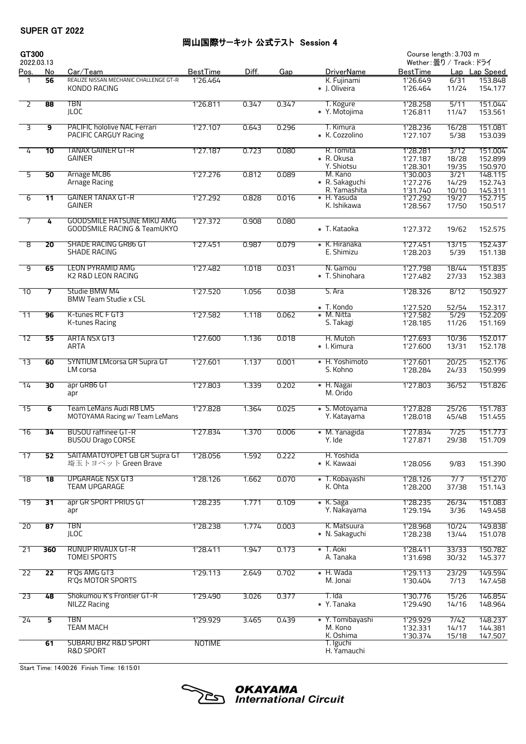SUPER GT 2022

# 岡山国際サーキット 公式テスト Session 4

**GT300**
2022.03.13

Course length：3.703 m
Wether：曇り / Track：ドライ

| Pos. | No | Car/Team | BestTime | Diff. | Gap | DriverName | BestTime | Lap | Lap Speed |
|---|---|---|---|---|---|---|---|---|---|
| 1 | 56 | REALIZE NISSAN MECHANIC CHALLENGE GT-R<br>KONDO RACING | 1'26.464 | | | K. Fujinami<br>* J. Oliveira | 1'26.649<br>1'26.464 | 6/31<br>11/24 | 153.848<br>154.177 |
| 2 | 88 | TBN<br>JLOC | 1'26.811 | 0.347 | 0.347 | T. Kogure<br>* Y. Motojima | 1'28.258<br>1'26.811 | 5/11<br>11/47 | 151.044<br>153.561 |
| 3 | 9 | PACIFIC hololive NAC Ferrari<br>PACIFIC CARGUY Racing | 1'27.107 | 0.643 | 0.296 | T. Kimura<br>* K. Cozzolino | 1'28.236<br>1'27.107 | 16/28<br>5/38 | 151.081<br>153.039 |
| 4 | 10 | TANAX GAINER GT-R<br>GAINER | 1'27.187 | 0.723 | 0.080 | R. Tomita<br>* R. Okusa<br>Y. Shiotsu | 1'28.281<br>1'27.187<br>1'28.301 | 3/12<br>18/28<br>19/35 | 151.004<br>152.899<br>150.970 |
| 5 | 50 | Arnage MC86<br>Arnage Racing | 1'27.276 | 0.812 | 0.089 | M. Kano<br>* R. Sakaguchi<br>R. Yamashita | 1'30.003<br>1'27.276<br>1'31.740 | 3/21<br>14/29<br>10/10 | 148.115<br>152.743<br>145.311 |
| 6 | 11 | GAINER TANAX GT-R<br>GAINER | 1'27.292 | 0.828 | 0.016 | * H. Yasuda<br>K. Ishikawa | 1'27.292<br>1'28.567 | 19/27<br>17/50 | 152.715<br>150.517 |
| 7 | 4 | GOODSMILE HATSUNE MIKU AMG<br>GOODSMILE RACING & TeamUKYO | 1'27.372 | 0.908 | 0.080 | * T. Kataoka | 1'27.372 | 19/62 | 152.575 |
| 8 | 20 | SHADE RACING GR86 GT<br>SHADE RACING | 1'27.451 | 0.987 | 0.079 | * K. Hiranaka<br>E. Shimizu | 1'27.451<br>1'28.203 | 13/15<br>5/39 | 152.437<br>151.138 |
| 9 | 65 | LEON PYRAMID AMG<br>K2 R&D LEON RACING | 1'27.482 | 1.018 | 0.031 | N. Gamou<br>* T. Shinohara | 1'27.798<br>1'27.482 | 18/44<br>27/33 | 151.835<br>152.383 |
| 10 | 7 | Studie BMW M4<br>BMW Team Studie x CSL | 1'27.520 | 1.056 | 0.038 | S. Ara<br>* T. Kondo | 1'28.326<br>1'27.520 | 8/12<br>52/54 | 150.927<br>152.317 |
| 11 | 96 | K-tunes RC F GT3<br>K-tunes Racing | 1'27.582 | 1.118 | 0.062 | * M. Nitta<br>S. Takagi | 1'27.582<br>1'28.185 | 5/29<br>11/26 | 152.209<br>151.169 |
| 12 | 55 | ARTA NSX GT3<br>ARTA | 1'27.600 | 1.136 | 0.018 | H. Mutoh<br>* I. Kimura | 1'27.693<br>1'27.600 | 10/36<br>13/31 | 152.017<br>152.178 |
| 13 | 60 | SYNTIUM LMcorsa GR Supra GT<br>LM corsa | 1'27.601 | 1.137 | 0.001 | * H. Yoshimoto<br>S. Kohno | 1'27.601<br>1'28.284 | 20/25<br>24/33 | 152.176<br>150.999 |
| 14 | 30 | apr GR86 GT<br>apr | 1'27.803 | 1.339 | 0.202 | * H. Nagai<br>M. Orido | 1'27.803 | 36/52 | 151.826 |
| 15 | 6 | Team LeMans Audi R8 LMS<br>MOTOYAMA Racing w/ Team LeMans | 1'27.828 | 1.364 | 0.025 | * S. Motoyama<br>Y. Katayama | 1'27.828<br>1'28.018 | 25/26<br>45/48 | 151.783<br>151.455 |
| 16 | 34 | BUSOU raffinee GT-R<br>BUSOU Drago CORSE | 1'27.834 | 1.370 | 0.006 | * M. Yanagida<br>Y. Ide | 1'27.834<br>1'27.871 | 7/25<br>29/38 | 151.773<br>151.709 |
| 17 | 52 | SAITAMATOYOPET GB GR Supra GT<br>埼玉トヨペット Green Brave | 1'28.056 | 1.592 | 0.222 | H. Yoshida<br>* K. Kawaai | <br>1'28.056 | <br>9/83 | <br>151.390 |
| 18 | 18 | UPGARAGE NSX GT3<br>TEAM UPGARAGE | 1'28.126 | 1.662 | 0.070 | * T. Kobayashi<br>K. Ohta | 1'28.126<br>1'28.200 | 7/7<br>37/38 | 151.270<br>151.143 |
| 19 | 31 | apr GR SPORT PRIUS GT<br>apr | 1'28.235 | 1.771 | 0.109 | * K. Saga<br>Y. Nakayama | 1'28.235<br>1'29.194 | 26/34<br>3/36 | 151.083<br>149.458 |
| 20 | 87 | TBN<br>JLOC | 1'28.238 | 1.774 | 0.003 | K. Matsuura<br>* N. Sakaguchi | 1'28.968<br>1'28.238 | 10/24<br>13/44 | 149.838<br>151.078 |
| 21 | 360 | RUNUP RIVAUX GT-R<br>TOMEI SPORTS | 1'28.411 | 1.947 | 0.173 | * T. Aoki<br>A. Tanaka | 1'28.411<br>1'31.698 | 33/33<br>30/32 | 150.782<br>145.377 |
| 22 | 22 | R'Qs AMG GT3<br>R'Qs MOTOR SPORTS | 1'29.113 | 2.649 | 0.702 | * H. Wada<br>M. Jonai | 1'29.113<br>1'30.404 | 23/29<br>7/13 | 149.594<br>147.458 |
| 23 | 48 | Shokumou K's Frontier GT-R<br>NILZZ Racing | 1'29.490 | 3.026 | 0.377 | T. Ida<br>* Y. Tanaka | 1'30.776<br>1'29.490 | 15/26<br>14/16 | 146.854<br>148.964 |
| 24 | 5 | TBN<br>TEAM MACH | 1'29.929 | 3.465 | 0.439 | * Y. Tomibayashi<br>M. Kono<br>K. Oshima | 1'29.929<br>1'32.331<br>1'30.374 | 7/42<br>14/17<br>15/18 | 148.237<br>144.381<br>147.507 |
| | 61 | SUBARU BRZ R&D SPORT<br>R&D SPORT | NOTIME | | | T. Iguchi<br>H. Yamauchi | | | |

Start Time: 14:00:26 Finish Time: 16:15:01

OKAYAMA International Circuit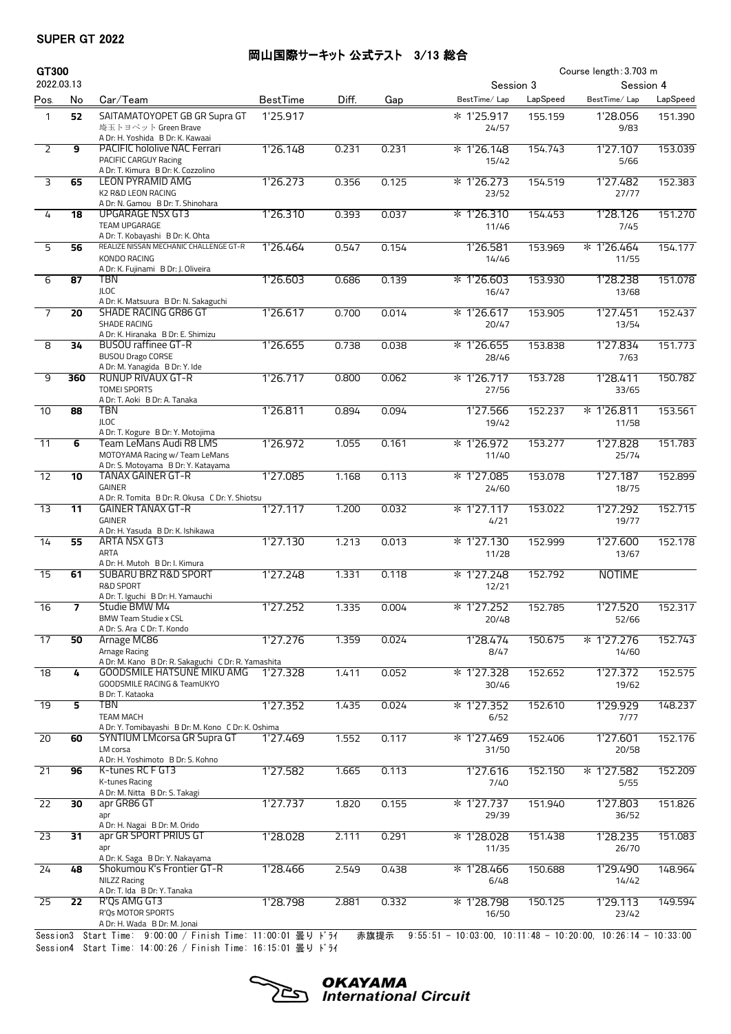SUPER GT 2022

# 岡山国際サーキット 公式テスト 3/13 総合

**GT300** 2022.03.13

Course length : 3.703 m

| Pos. | No | Car/Team | BestTime | Diff. | Gap | Session 3 BestTime/ Lap | Session 3 LapSpeed | Session 4 BestTime/ Lap | Session 4 LapSpeed |
|---|---|---|---|---|---|---|---|---|---|
| 1 | 52 | SAITAMATOYOPET GB GR Supra GT<br>埼玉トヨペット Green Brave<br>A Dr: H. Yoshida B Dr: K. Kawaai | 1'25.917 | | | * 1'25.917<br>24/57 | 155.159 | 1'28.056<br>9/83 | 151.390 |
| 2 | 9 | PACIFIC hololive NAC Ferrari<br>PACIFIC CARGUY Racing<br>A Dr: T. Kimura B Dr: K. Cozzolino | 1'26.148 | 0.231 | 0.231 | * 1'26.148<br>15/42 | 154.743 | 1'27.107<br>5/66 | 153.039 |
| 3 | 65 | LEON PYRAMID AMG<br>K2 R&D LEON RACING<br>A Dr: N. Gamou B Dr: T. Shinohara | 1'26.273 | 0.356 | 0.125 | * 1'26.273<br>23/52 | 154.519 | 1'27.482<br>27/77 | 152.383 |
| 4 | 18 | UPGARAGE NSX GT3<br>TEAM UPGARAGE<br>A Dr: T. Kobayashi B Dr: K. Ohta | 1'26.310 | 0.393 | 0.037 | * 1'26.310<br>11/46 | 154.453 | 1'28.126<br>7/45 | 151.270 |
| 5 | 56 | REALIZE NISSAN MECHANIC CHALLENGE GT-R<br>KONDO RACING<br>A Dr: K. Fujinami B Dr: J. Oliveira | 1'26.464 | 0.547 | 0.154 | 1'26.581<br>14/46 | 153.969 | * 1'26.464<br>11/55 | 154.177 |
| 6 | 87 | TBN<br>JLOC<br>A Dr: K. Matsuura B Dr: N. Sakaguchi | 1'26.603 | 0.686 | 0.139 | * 1'26.603<br>16/47 | 153.930 | 1'28.238<br>13/68 | 151.078 |
| 7 | 20 | SHADE RACING GR86 GT<br>SHADE RACING<br>A Dr: K. Hiranaka B Dr: E. Shimizu | 1'26.617 | 0.700 | 0.014 | * 1'26.617<br>20/47 | 153.905 | 1'27.451<br>13/54 | 152.437 |
| 8 | 34 | BUSOU raffinee GT-R<br>BUSOU Drago CORSE<br>A Dr: M. Yanagida B Dr: Y. Ide | 1'26.655 | 0.738 | 0.038 | * 1'26.655<br>28/46 | 153.838 | 1'27.834<br>7/63 | 151.773 |
| 9 | 360 | RUNUP RIVAUX GT-R<br>TOMEI SPORTS<br>A Dr: T. Aoki B Dr: A. Tanaka | 1'26.717 | 0.800 | 0.062 | * 1'26.717<br>27/56 | 153.728 | 1'28.411<br>33/65 | 150.782 |
| 10 | 88 | TBN<br>JLOC<br>A Dr: T. Kogure B Dr: Y. Motojima | 1'26.811 | 0.894 | 0.094 | 1'27.566<br>19/42 | 152.237 | * 1'26.811<br>11/58 | 153.561 |
| 11 | 6 | Team LeMans Audi R8 LMS<br>MOTOYAMA Racing w/ Team LeMans<br>A Dr: S. Motoyama B Dr: Y. Katayama | 1'26.972 | 1.055 | 0.161 | * 1'26.972<br>11/40 | 153.277 | 1'27.828<br>25/74 | 151.783 |
| 12 | 10 | TANAX GAINER GT-R<br>GAINER<br>A Dr: R. Tomita B Dr: R. Okusa C Dr: Y. Shiotsu | 1'27.085 | 1.168 | 0.113 | * 1'27.085<br>24/60 | 153.078 | 1'27.187<br>18/75 | 152.899 |
| 13 | 11 | GAINER TANAX GT-R<br>GAINER<br>A Dr: H. Yasuda B Dr: K. Ishikawa | 1'27.117 | 1.200 | 0.032 | * 1'27.117<br>4/21 | 153.022 | 1'27.292<br>19/77 | 152.715 |
| 14 | 55 | ARTA NSX GT3<br>ARTA<br>A Dr: H. Mutoh B Dr: I. Kimura | 1'27.130 | 1.213 | 0.013 | * 1'27.130<br>11/28 | 152.999 | 1'27.600<br>13/67 | 152.178 |
| 15 | 61 | SUBARU BRZ R&D SPORT<br>R&D SPORT<br>A Dr: T. Iguchi B Dr: H. Yamauchi | 1'27.248 | 1.331 | 0.118 | * 1'27.248<br>12/21 | 152.792 | NOTIME | |
| 16 | 7 | Studie BMW M4<br>BMW Team Studie x CSL<br>A Dr: S. Ara C Dr: T. Kondo | 1'27.252 | 1.335 | 0.004 | * 1'27.252<br>20/48 | 152.785 | 1'27.520<br>52/66 | 152.317 |
| 17 | 50 | Arnage MC86<br>Arnage Racing<br>A Dr: M. Kano B Dr: R. Sakaguchi C Dr: R. Yamashita | 1'27.276 | 1.359 | 0.024 | 1'28.474<br>8/47 | 150.675 | * 1'27.276<br>14/60 | 152.743 |
| 18 | 4 | GOODSMILE HATSUNE MIKU AMG<br>GOODSMILE RACING & TeamUKYO<br>B Dr: T. Kataoka | 1'27.328 | 1.411 | 0.052 | * 1'27.328<br>30/46 | 152.652 | 1'27.372<br>19/62 | 152.575 |
| 19 | 5 | TBN<br>TEAM MACH<br>A Dr: Y. Tomibayashi B Dr: M. Kono C Dr: K. Oshima | 1'27.352 | 1.435 | 0.024 | * 1'27.352<br>6/52 | 152.610 | 1'29.929<br>7/77 | 148.237 |
| 20 | 60 | SYNTIUM LMcorsa GR Supra GT<br>LM corsa<br>A Dr: H. Yoshimoto B Dr: S. Kohno | 1'27.469 | 1.552 | 0.117 | * 1'27.469<br>31/50 | 152.406 | 1'27.601<br>20/58 | 152.176 |
| 21 | 96 | K-tunes RC F GT3<br>K-tunes Racing<br>A Dr: M. Nitta B Dr: S. Takagi | 1'27.582 | 1.665 | 0.113 | 1'27.616<br>7/40 | 152.150 | * 1'27.582<br>5/55 | 152.209 |
| 22 | 30 | apr GR86 GT<br>apr<br>A Dr: H. Nagai B Dr: M. Orido | 1'27.737 | 1.820 | 0.155 | * 1'27.737<br>29/39 | 151.940 | 1'27.803<br>36/52 | 151.826 |
| 23 | 31 | apr GR SPORT PRIUS GT<br>apr<br>A Dr: K. Saga B Dr: Y. Nakayama | 1'28.028 | 2.111 | 0.291 | * 1'28.028<br>11/35 | 151.438 | 1'28.235<br>26/70 | 151.083 |
| 24 | 48 | Shokumou K's Frontier GT-R<br>NILZZ Racing<br>A Dr: T. Ida B Dr: Y. Tanaka | 1'28.466 | 2.549 | 0.438 | * 1'28.466<br>6/48 | 150.688 | 1'29.490<br>14/42 | 148.964 |
| 25 | 22 | R'Qs AMG GT3<br>R'Qs MOTOR SPORTS<br>A Dr: H. Wada B Dr: M. Jonai | 1'28.798 | 2.881 | 0.332 | * 1'28.798<br>16/50 | 150.125 | 1'29.113<br>23/42 | 149.594 |

Session3 Start Time: 9:00:00 / Finish Time: 11:00:01 曇り ﾄﾞﾗｲ 赤旗提示 9:55:51 - 10:03:00, 10:11:48 - 10:20:00, 10:26:14 - 10:33:00
Session4 Start Time: 14:00:26 / Finish Time: 16:15:01 曇り ﾄﾞﾗｲ

OKAYAMA International Circuit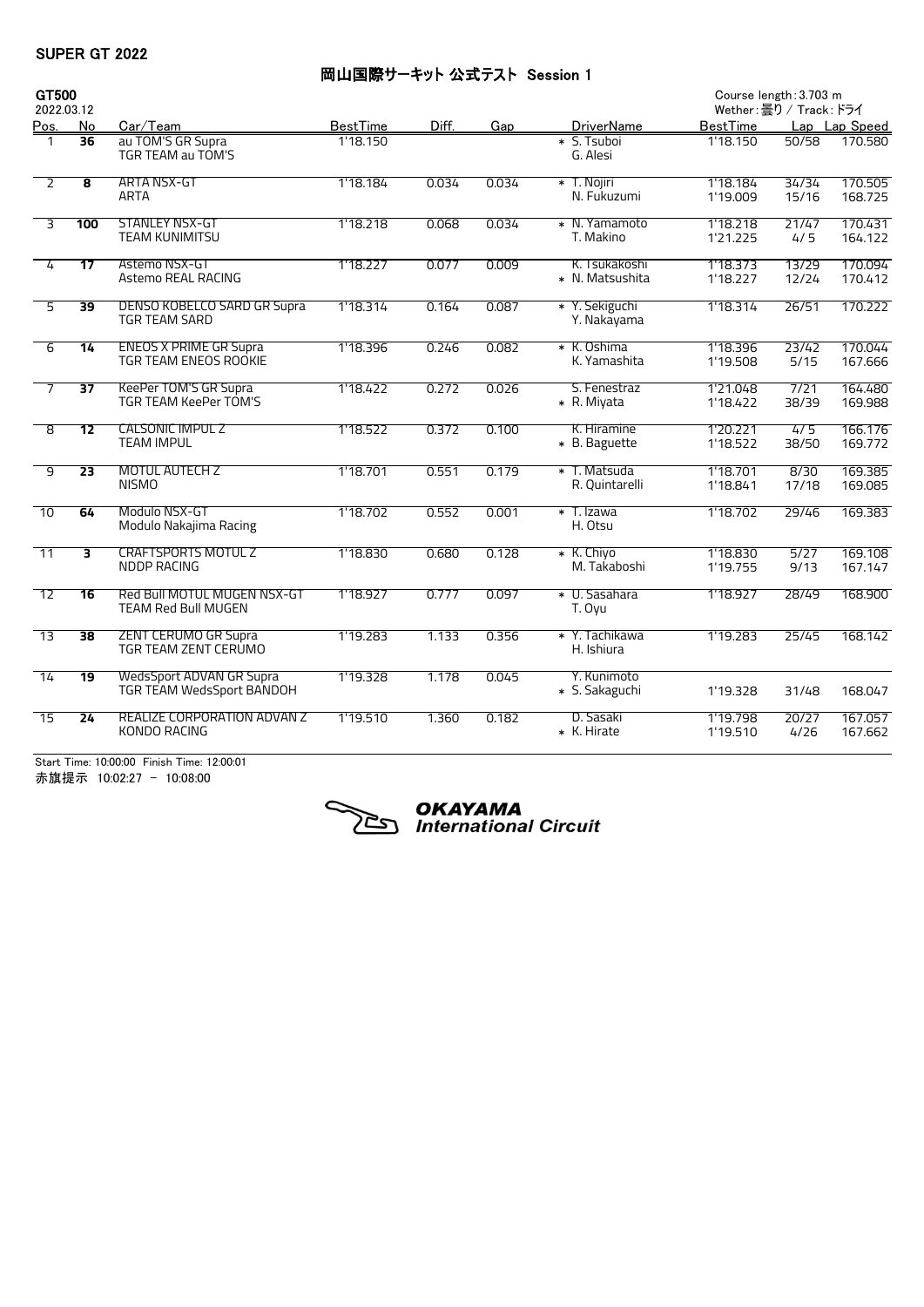SUPER GT 2022

# 岡山国際サーキット 公式テスト Session 1

**GT500**
2022.03.12

Course length : 3.703 m
Wether : 曇り / Track : ドライ

| Pos. | No | Car/Team | BestTime | Diff. | Gap | DriverName | BestTime | Lap | Lap Speed |
|---|---|---|---|---|---|---|---|---|---|
| 1 | **36** | au TOM'S GR Supra<br>TGR TEAM au TOM'S | 1'18.150 | | | * S. Tsuboi<br>G. Alesi | 1'18.150 | 50/58 | 170.580 |
| 2 | **8** | ARTA NSX-GT<br>ARTA | 1'18.184 | 0.034 | 0.034 | * T. Nojiri<br>N. Fukuzumi | 1'18.184<br>1'19.009 | 34/34<br>15/16 | 170.505<br>168.725 |
| 3 | **100** | STANLEY NSX-GT<br>TEAM KUNIMITSU | 1'18.218 | 0.068 | 0.034 | * N. Yamamoto<br>T. Makino | 1'18.218<br>1'21.225 | 21/47<br>4/5 | 170.431<br>164.122 |
| 4 | **17** | Astemo NSX-GT<br>Astemo REAL RACING | 1'18.227 | 0.077 | 0.009 | K. Tsukakoshi<br>* N. Matsushita | 1'18.373<br>1'18.227 | 13/29<br>12/24 | 170.094<br>170.412 |
| 5 | **39** | DENSO KOBELCO SARD GR Supra<br>TGR TEAM SARD | 1'18.314 | 0.164 | 0.087 | * Y. Sekiguchi<br>Y. Nakayama | 1'18.314 | 26/51 | 170.222 |
| 6 | **14** | ENEOS X PRIME GR Supra<br>TGR TEAM ENEOS ROOKIE | 1'18.396 | 0.246 | 0.082 | * K. Oshima<br>K. Yamashita | 1'18.396<br>1'19.508 | 23/42<br>5/15 | 170.044<br>167.666 |
| 7 | **37** | KeePer TOM'S GR Supra<br>TGR TEAM KeePer TOM'S | 1'18.422 | 0.272 | 0.026 | S. Fenestraz<br>* R. Miyata | 1'21.048<br>1'18.422 | 7/21<br>38/39 | 164.480<br>169.988 |
| 8 | **12** | CALSONIC IMPUL Z<br>TEAM IMPUL | 1'18.522 | 0.372 | 0.100 | K. Hiramine<br>* B. Baguette | 1'20.221<br>1'18.522 | 4/5<br>38/50 | 166.176<br>169.772 |
| 9 | **23** | MOTUL AUTECH Z<br>NISMO | 1'18.701 | 0.551 | 0.179 | * T. Matsuda<br>R. Quintarelli | 1'18.701<br>1'18.841 | 8/30<br>17/18 | 169.385<br>169.085 |
| 10 | **64** | Modulo NSX-GT<br>Modulo Nakajima Racing | 1'18.702 | 0.552 | 0.001 | * T. Izawa<br>H. Otsu | 1'18.702 | 29/46 | 169.383 |
| 11 | **3** | CRAFTSPORTS MOTUL Z<br>NDDP RACING | 1'18.830 | 0.680 | 0.128 | * K. Chiyo<br>M. Takaboshi | 1'18.830<br>1'19.755 | 5/27<br>9/13 | 169.108<br>167.147 |
| 12 | **16** | Red Bull MOTUL MUGEN NSX-GT<br>TEAM Red Bull MUGEN | 1'18.927 | 0.777 | 0.097 | * U. Sasahara<br>T. Oyu | 1'18.927 | 28/49 | 168.900 |
| 13 | **38** | ZENT CERUMO GR Supra<br>TGR TEAM ZENT CERUMO | 1'19.283 | 1.133 | 0.356 | * Y. Tachikawa<br>H. Ishiura | 1'19.283 | 25/45 | 168.142 |
| 14 | **19** | WedsSport ADVAN GR Supra<br>TGR TEAM WedsSport BANDOH | 1'19.328 | 1.178 | 0.045 | Y. Kunimoto<br>* S. Sakaguchi | <br>1'19.328 | <br>31/48 | <br>168.047 |
| 15 | **24** | REALIZE CORPORATION ADVAN Z<br>KONDO RACING | 1'19.510 | 1.360 | 0.182 | D. Sasaki<br>* K. Hirate | 1'19.798<br>1'19.510 | 20/27<br>4/26 | 167.057<br>167.662 |

Start Time: 10:00:00 Finish Time: 12:00:01
赤旗提示 10:02:27 − 10:08:00

OKAYAMA International Circuit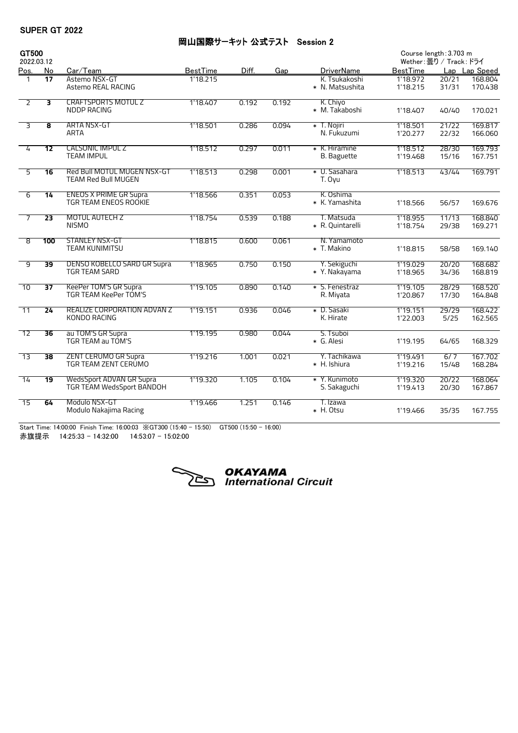SUPER GT 2022

# 岡山国際サーキット 公式テスト Session 2

**GT500**
2022.03.12

Course length : 3.703 m
Wether : 曇り / Track : ドライ

| Pos. | No | Car/Team | BestTime | Diff. | Gap | DriverName | BestTime | Lap | Lap Speed |
|---|---|---|---|---|---|---|---|---|---|
| 1 | 17 | Astemo NSX-GT<br>Astemo REAL RACING | 1'18.215 | | | K. Tsukakoshi<br>* N. Matsushita | 1'18.972<br>1'18.215 | 20/21<br>31/31 | 168.804<br>170.438 |
| 2 | 3 | CRAFTSPORTS MOTUL Z<br>NDDP RACING | 1'18.407 | 0.192 | 0.192 | K. Chiyo<br>* M. Takaboshi | <br>1'18.407 | <br>40/40 | <br>170.021 |
| 3 | 8 | ARTA NSX-GT<br>ARTA | 1'18.501 | 0.286 | 0.094 | * T. Nojiri<br>N. Fukuzumi | 1'18.501<br>1'20.277 | 21/22<br>22/32 | 169.817<br>166.060 |
| 4 | 12 | CALSONIC IMPUL Z<br>TEAM IMPUL | 1'18.512 | 0.297 | 0.011 | * K. Hiramine<br>B. Baguette | 1'18.512<br>1'19.468 | 28/30<br>15/16 | 169.793<br>167.751 |
| 5 | 16 | Red Bull MOTUL MUGEN NSX-GT<br>TEAM Red Bull MUGEN | 1'18.513 | 0.298 | 0.001 | * U. Sasahara<br>T. Oyu | 1'18.513 | 43/44 | 169.791 |
| 6 | 14 | ENEOS X PRIME GR Supra<br>TGR TEAM ENEOS ROOKIE | 1'18.566 | 0.351 | 0.053 | K. Oshima<br>* K. Yamashita | <br>1'18.566 | <br>56/57 | <br>169.676 |
| 7 | 23 | MOTUL AUTECH Z<br>NISMO | 1'18.754 | 0.539 | 0.188 | T. Matsuda<br>* R. Quintarelli | 1'18.955<br>1'18.754 | 11/13<br>29/38 | 168.840<br>169.271 |
| 8 | 100 | STANLEY NSX-GT<br>TEAM KUNIMITSU | 1'18.815 | 0.600 | 0.061 | N. Yamamoto<br>* T. Makino | <br>1'18.815 | <br>58/58 | <br>169.140 |
| 9 | 39 | DENSO KOBELCO SARD GR Supra<br>TGR TEAM SARD | 1'18.965 | 0.750 | 0.150 | Y. Sekiguchi<br>* Y. Nakayama | 1'19.029<br>1'18.965 | 20/20<br>34/36 | 168.682<br>168.819 |
| 10 | 37 | KeePer TOM'S GR Supra<br>TGR TEAM KeePer TOM'S | 1'19.105 | 0.890 | 0.140 | * S. Fenestraz<br>R. Miyata | 1'19.105<br>1'20.867 | 28/29<br>17/30 | 168.520<br>164.848 |
| 11 | 24 | REALIZE CORPORATION ADVAN Z<br>KONDO RACING | 1'19.151 | 0.936 | 0.046 | * D. Sasaki<br>K. Hirate | 1'19.151<br>1'22.003 | 29/29<br>5/25 | 168.422<br>162.565 |
| 12 | 36 | au TOM'S GR Supra<br>TGR TEAM au TOM'S | 1'19.195 | 0.980 | 0.044 | S. Tsuboi<br>* G. Alesi | <br>1'19.195 | <br>64/65 | <br>168.329 |
| 13 | 38 | ZENT CERUMO GR Supra<br>TGR TEAM ZENT CERUMO | 1'19.216 | 1.001 | 0.021 | Y. Tachikawa<br>* H. Ishiura | 1'19.491<br>1'19.216 | 6/7<br>15/48 | 167.702<br>168.284 |
| 14 | 19 | WedsSport ADVAN GR Supra<br>TGR TEAM WedsSport BANDOH | 1'19.320 | 1.105 | 0.104 | * Y. Kunimoto<br>S. Sakaguchi | 1'19.320<br>1'19.413 | 20/22<br>20/30 | 168.064<br>167.867 |
| 15 | 64 | Modulo NSX-GT<br>Modulo Nakajima Racing | 1'19.466 | 1.251 | 0.146 | T. Izawa<br>* H. Otsu | <br>1'19.466 | <br>35/35 | <br>167.755 |

Start Time: 14:00:00 Finish Time: 16:00:03 ※GT300 (15:40 - 15:50) GT500 (15:50 - 16:00)
赤旗提示 14:25:33 - 14:32:00 14:53:07 - 15:02:00

OKAYAMA International Circuit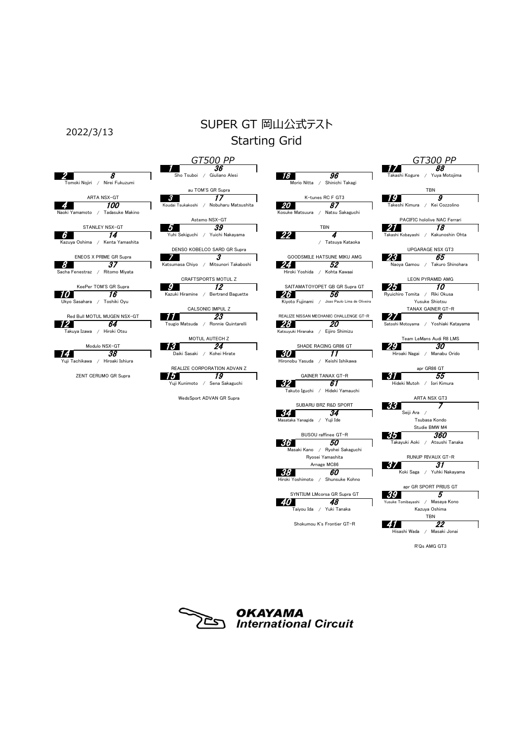2022/3/13

# SUPER GT 岡山公式テスト
## Starting Grid

### GT500 PP

| Pos | No. | Drivers | Car |
|---|---|---|---|
| 1 | 36 | Sho Tsuboi / Giuliano Alesi | au TOM'S GR Supra |
| 2 | 8 | Tomoki Nojiri / Nirei Fukuzumi | ARTA NSX-GT |
| 3 | 17 | Koudai Tsukakoshi / Nobuharu Matsushita | Astemo NSX-GT |
| 4 | 100 | Naoki Yamamoto / Tadasuke Makino | STANLEY NSX-GT |
| 5 | 39 | Yuhi Sekiguchi / Yuichi Nakayama | DENSO KOBELCO SARD GR Supra |
| 6 | 14 | Kazuya Oshima / Kenta Yamashita | ENEOS X PRIME GR Supra |
| 7 | 3 | Katsumasa Chiyo / Mitsunori Takaboshi | CRAFTSPORTS MOTUL Z |
| 8 | 37 | Sacha Fenestraz / Ritomo Miyata | KeePer TOM'S GR Supra |
| 9 | 12 | Kazuki Hiramine / Bertrand Baguette | CALSONIC IMPUL Z |
| 10 | 16 | Ukyo Sasahara / Toshiki Oyu | Red Bull MOTUL MUGEN NSX-GT |
| 11 | 23 | Tsugio Matsuda / Ronnie Quintarelli | MOTUL AUTECH Z |
| 12 | 64 | Takuya Izawa / Hiroki Otsu | Modulo NSX-GT |
| 13 | 24 | Daiki Sasaki / Kohei Hirate | REALIZE CORPORATION ADVAN Z |
| 14 | 38 | Yuji Tachikawa / Hiroaki Ishiura | ZENT CERUMO GR Supra |
| 15 | 19 | Yuji Kunimoto / Sena Sakaguchi | WedsSport ADVAN GR Supra |

### GT300 PP

| Pos | No. | Drivers | Car |
|---|---|---|---|
| 17 | 88 | Takashi Kogure / Yuya Motojima | TBN |
| 18 | 96 | Morio Nitta / Shinichi Takagi | K-tunes RC F GT3 |
| 19 | 9 | Takeshi Kimura / Kei Cozzolino | PACIFIC hololive NAC Ferrari |
| 20 | 87 | Kosuke Matsuura / Natsu Sakaguchi | TBN |
| 21 | 18 | Takashi Kobayashi / Kakunoshin Ohta | UPGARAGE NSX GT3 |
| 22 | 4 | / Tatsuya Kataoka | GOODSMILE HATSUNE MIKU AMG |
| 23 | 65 | Naoya Gamou / Takuro Shinohara | LEON PYRAMID AMG |
| 24 | 52 | Hiroki Yoshida / Kohta Kawaai | SAITAMATOYOPET GB GR Supra GT |
| 25 | 10 | Ryuichiro Tomita / Riki Okusa / Yusuke Shiotsu | TANAX GAINER GT-R |
| 26 | 56 | Kiyoto Fujinami / Joao Paulo Lima de Oliveira | REALIZE NISSAN MECHANIC CHALLENGE GT-R |
| 27 | 6 | Satoshi Motoyama / Yoshiaki Katayama | Team LeMans Audi R8 LMS |
| 28 | 20 | Katsuyuki Hiranaka / Eijiro Shimizu | SHADE RACING GR86 GT |
| 29 | 30 | Hiroaki Nagai / Manabu Orido | apr GR86 GT |
| 30 | 11 | Hironobu Yasuda / Keishi Ishikawa | GAINER TANAX GT-R |
| 31 | 55 | Hideki Mutoh / Iori Kimura | ARTA NSX GT3 |
| 32 | 61 | Takuto Iguchi / Hideki Yamauchi | SUBARU BRZ R&D SPORT |
| 33 | 7 | Seiji Ara / Tsubasa Kondo | Studie BMW M4 |
| 34 | 34 | Masataka Yanagida / Yuji Ide | BUSOU raffinee GT-R |
| 35 | 360 | Takayuki Aoki / Atsushi Tanaka | RUNUP RIVAUX GT-R |
| 36 | 50 | Masaki Kano / Ryohei Sakaguchi / Ryosei Yamashita | Arnage MC86 |
| 37 | 31 | Koki Saga / Yuhki Nakayama | apr GR SPORT PRIUS GT |
| 38 | 60 | Hiroki Yoshimoto / Shunsuke Kohno | SYNTIUM LMcorsa GR Supra GT |
| 39 | 5 | Yusuke Tomibayashi / Masaya Kono / Kazuya Oshima | TBN |
| 40 | 48 | Taiyou Ida / Yuki Tanaka | Shokumou K's Frontier GT-R |
| 41 | 22 | Hisashi Wada / Masaki Jonai | R'Qs AMG GT3 |

OKAYAMA International Circuit